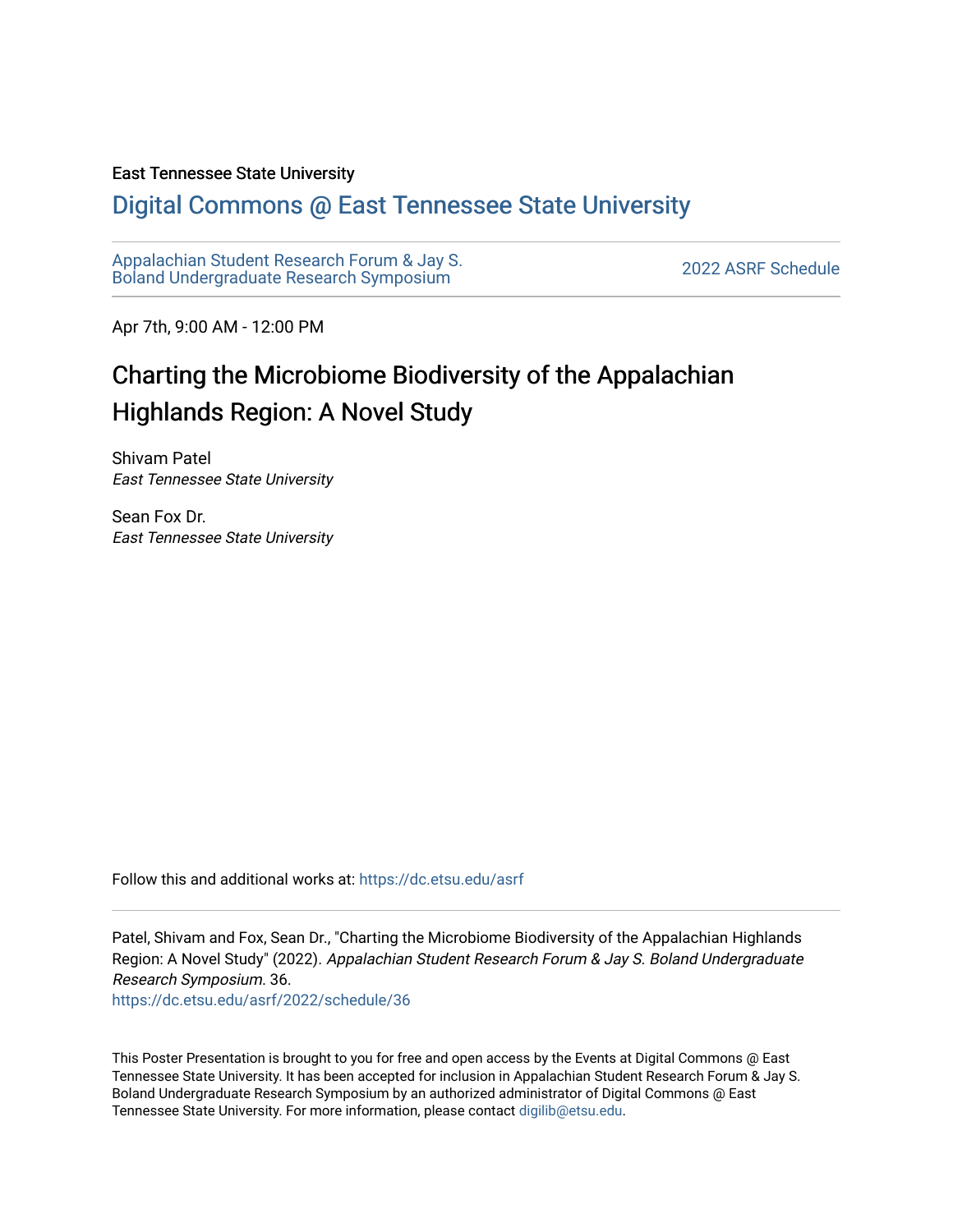East Tennessee State University

# Digital Commons @ East Tennessee State University

Appalachian Student Research Forum & Jay S. Boland Undergraduate Research Symposium

2022 ASRF Schedule

Apr 7th, 9:00 AM - 12:00 PM

## Charting the Microbiome Biodiversity of the Appalachian Highlands Region: A Novel Study

Shivam Patel
*East Tennessee State University*

Sean Fox Dr.
*East Tennessee State University*

Follow this and additional works at: https://dc.etsu.edu/asrf

Patel, Shivam and Fox, Sean Dr., "Charting the Microbiome Biodiversity of the Appalachian Highlands Region: A Novel Study" (2022). *Appalachian Student Research Forum & Jay S. Boland Undergraduate Research Symposium*. 36.
https://dc.etsu.edu/asrf/2022/schedule/36

This Poster Presentation is brought to you for free and open access by the Events at Digital Commons @ East Tennessee State University. It has been accepted for inclusion in Appalachian Student Research Forum & Jay S. Boland Undergraduate Research Symposium by an authorized administrator of Digital Commons @ East Tennessee State University. For more information, please contact digilib@etsu.edu.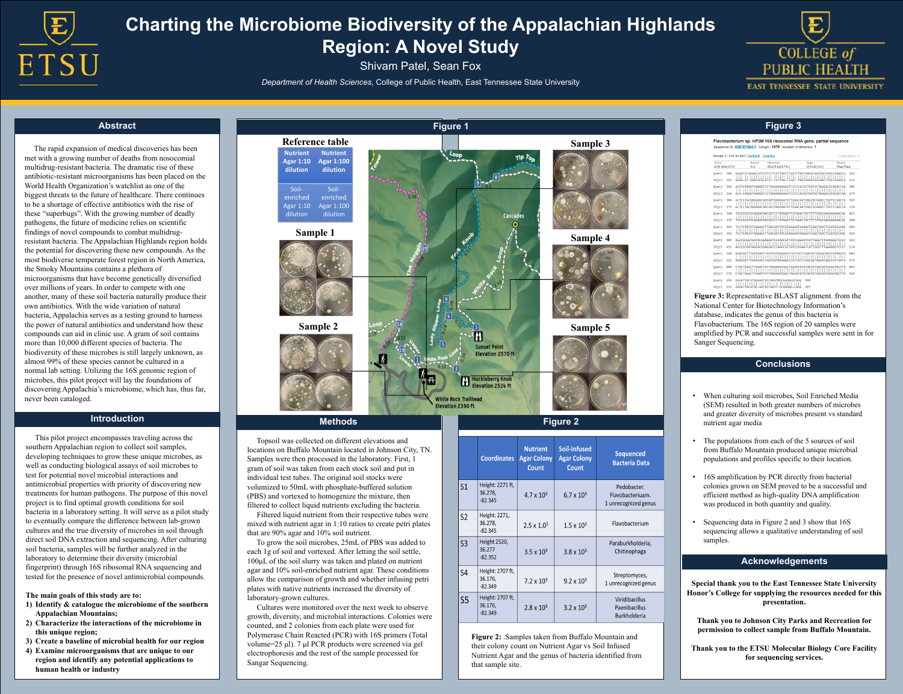# Charting the Microbiome Biodiversity of the Appalachian Highlands Region: A Novel Study

Shivam Patel, Sean Fox

*Department of Health Sciences*, College of Public Health, East Tennessee State University

## Abstract

The rapid expansion of medical discoveries has been met with a growing number of deaths from nosocomial multidrug-resistant bacteria. The dramatic rise of these antibiotic-resistant microorganisms has been placed on the World Health Organization's watchlist as one of the biggest threats to the future of healthcare. There continues to be a shortage of effective antibiotics with the rise of these "superbugs". With the growing number of deadly pathogens, the future of medicine relies on scientific findings of novel compounds to combat multidrug-resistant bacteria. The Appalachian Highlands region holds the potential for discovering these new compounds. As the most biodiverse temperate forest region in North America, the Smoky Mountains contains a plethora of microorganisms that have become genetically diversified over millions of years. In order to compete with one another, many of these soil bacteria naturally produce their own antibiotics. With the wide variation of natural bacteria, Appalachia serves as a testing ground to harness the power of natural antibiotics and understand how these compounds can aid in clinic use. A gram of soil contains more than 10,000 different species of bacteria. The biodiversity of these microbes is still largely unknown, as almost 99% of these species cannot be cultured in a normal lab setting. Utilizing the 16S genomic region of microbes, this pilot project will lay the foundations of discovering Appalachia's microbiome, which has, thus far, never been cataloged.

## Introduction

This pilot project encompasses traveling across the southern Appalachian region to collect soil samples, developing techniques to grow these unique microbes, as well as conducting biological assays of soil microbes to test for potential novel microbial interactions and antimicrobial properties with priority of discovering new treatments for human pathogens. The purpose of this novel project is to find optimal growth conditions for soil bacteria in a laboratory setting. It will serve as a pilot study to eventually compare the difference between lab-grown cultures and the true diversity of microbes in soil through direct soil DNA extraction and sequencing. After culturing soil bacteria, samples will be further analyzed in the laboratory to determine their diversity (microbial fingerprint) through 16S ribosomal RNA sequencing and tested for the presence of novel antimicrobial compounds.

**The main goals of this study are to:**

1) **Identify & catalogue the microbiome of the southern Appalachian Mountains;**
2) **Characterize the interactions of the microbiome in this unique region;**
3) **Create a baseline of microbial health for our region**
4) **Examine microorganisms that are unique to our region and identify any potential applications to human health or industry**

## Figure 1

Reference table

| Nutrient Agar 1:10 dilution | Nutrient Agar 1:100 dilution |
|---|---|
| Soil-enriched Agar 1:10 dilution | Soil-enriched Agar 1:100 dilution |

Sample 1

Sample 2

Sample 3

Sample 4

Sample 5

Loop
Tip Top
Tower
Cascades
The Noggin
Fork Knob
White Rock Loop
Lady Slipper Loop
Upper
Lower
Sunset Point Elevation 2570 ft
Huckleberry Knob Elevation 2524 ft
White Rock Trailhead Elevation 2390 ft

## Methods

Topsoil was collected on different elevations and locations on Buffalo Mountain located in Johnson City, TN. Samples were then processed in the laboratory. First, 1 gram of soil was taken from each stock soil and put in individual test tubes. The original soil stocks were volumized to 50mL with phosphate-buffered solution (PBS) and vortexed to homogenize the mixture, then filtered to collect liquid nutrients excluding the bacteria.

Filtered liquid nutrient from their respective tubes were mixed with nutrient agar in 1:10 ratios to create petri plates that are 90% agar and 10% soil nutrient.

To grow the soil microbes, 25mL of PBS was added to each 1g of soil and vortexed. After letting the soil settle, 100µL of the soil slurry was taken and plated on nutrient agar and 10% soil-enriched nutrient agar. These conditions allow the comparison of growth and whether infusing petri plates with native nutrients increased the diversity of laboratory-grown cultures.

Cultures were monitored over the next week to observe growth, diversity, and microbial interactions. Colonies were counted, and 2 colonies from each plate were used for Polymerase Chain Reaction (PCR) with 16S primers (Total volume=25 µl). 7 µl PCR products were screened via gel electrophoresis and the rest of the sample processed for Sanger Sequencing.

## Figure 2

| | Coordinates | Nutrient Agar Colony Count | Soil-Infused Agar Colony Count | Sequenced Bacteria Data |
|---|---|---|---|---|
| S1 | Height: 2271 ft, 36.278, -82.345 | $4.7 \times 10^3$ | $6.7 \times 10^3$ | Pedobacter. Flavobacteriuam. 1 unrecognized genus |
| S2 | Height: 2271, 36.278, -82.345 | $2.5 \times 1.0^3$ | $1.5 \times 10^3$ | Flavobacterium |
| S3 | Height 2520, 36.277 -82.352 | $3.5 \times 10^3$ | $3.8 \times 10^3$ | Paraburkholderia, Chitinophaga |
| S4 | Height: 2707 ft, 36.176, -82.349 | $7.2 \times 10^3$ | $9.2 \times 10^3$ | Streptomyces, 1 unrecognized genus |
| S5 | Height: 2707 ft, 36.176, -82.349 | $2.8 \times 10^3$ | $3.2 \times 10^3$ | Viridibacillus Paenibacillus Burkholderia |

**Figure 2:** .Samples taken from Buffalo Mountain and their colony count on Nutrient Agar vs Soil Infused Nutrient Agar and the genus of bacteria identified from that sample site.

## Figure 3

Flavobacterium sp. HP3M 16S ribosomal RNA gene, partial sequence
Sequence ID: KM187454.1 Length: 1379 Number of Matches: 1

**Figure 3:** Representative BLAST alignment. from the National Center for Biotechnology Information's database, indicates the genus of this bacteria is Flavobacterium. The 16S region of 20 samples were amplified by PCR and successful samples were sent in for Sanger Sequencing.

## Conclusions

- When culturing soil microbes, Soil Enriched Media (SEM) resulted in both greater numbers of microbes and greater diversity of microbes present vs standard nutrient agar media
- The populations from each of the 5 sources of soil from Buffalo Mountain produced unique microbial populations and profiles specific to their location.
- 16S amplification by PCR directly from bacterial colonies grown on SEM proved to be a successful and efficient method as high-quality DNA amplification was produced in both quantity and quality.
- Sequencing data in Figure 2 and 3 show that 16S sequencing allows a qualitative understanding of soil samples.

## Acknowledgements

**Special thank you to the East Tennessee State University Honor's College for supplying the resources needed for this presentation.**

**Thank you to Johnson City Parks and Recreation for permission to collect sample from Buffalo Mountain.**

**Thank you to the ETSU Molecular Biology Core Facility for sequencing services.**